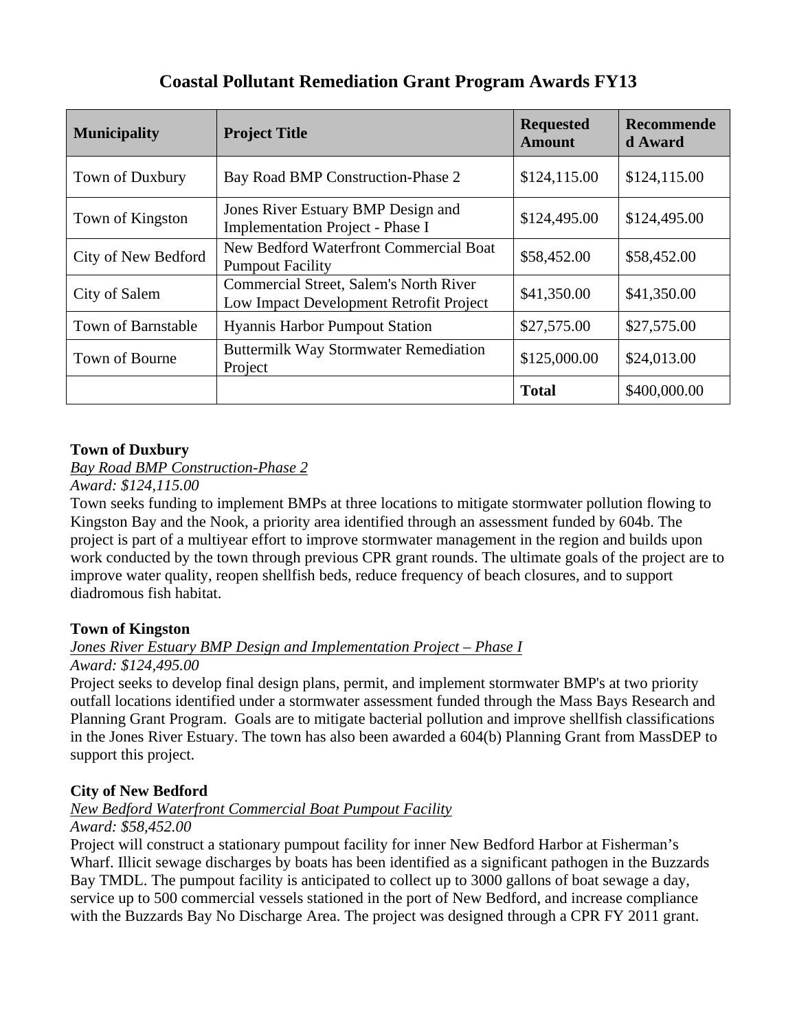# Coastal Pollutant Remediation Grant Program Awards FY13

| Municipality | Project Title | Requested Amount | Recommended Award |
|---|---|---|---|
| Town of Duxbury | Bay Road BMP Construction-Phase 2 | $124,115.00 | $124,115.00 |
| Town of Kingston | Jones River Estuary BMP Design and Implementation Project - Phase I | $124,495.00 | $124,495.00 |
| City of New Bedford | New Bedford Waterfront Commercial Boat Pumpout Facility | $58,452.00 | $58,452.00 |
| City of Salem | Commercial Street, Salem's North River Low Impact Development Retrofit Project | $41,350.00 | $41,350.00 |
| Town of Barnstable | Hyannis Harbor Pumpout Station | $27,575.00 | $27,575.00 |
| Town of Bourne | Buttermilk Way Stormwater Remediation Project | $125,000.00 | $24,013.00 |
| | | **Total** | $400,000.00 |

**Town of Duxbury**

*Bay Road BMP Construction-Phase 2*

*Award: $124,115.00*

Town seeks funding to implement BMPs at three locations to mitigate stormwater pollution flowing to Kingston Bay and the Nook, a priority area identified through an assessment funded by 604b. The project is part of a multiyear effort to improve stormwater management in the region and builds upon work conducted by the town through previous CPR grant rounds. The ultimate goals of the project are to improve water quality, reopen shellfish beds, reduce frequency of beach closures, and to support diadromous fish habitat.

**Town of Kingston**

*Jones River Estuary BMP Design and Implementation Project – Phase I*

*Award: $124,495.00*

Project seeks to develop final design plans, permit, and implement stormwater BMP's at two priority outfall locations identified under a stormwater assessment funded through the Mass Bays Research and Planning Grant Program. Goals are to mitigate bacterial pollution and improve shellfish classifications in the Jones River Estuary. The town has also been awarded a 604(b) Planning Grant from MassDEP to support this project.

**City of New Bedford**

*New Bedford Waterfront Commercial Boat Pumpout Facility*

*Award: $58,452.00*

Project will construct a stationary pumpout facility for inner New Bedford Harbor at Fisherman's Wharf. Illicit sewage discharges by boats has been identified as a significant pathogen in the Buzzards Bay TMDL. The pumpout facility is anticipated to collect up to 3000 gallons of boat sewage a day, service up to 500 commercial vessels stationed in the port of New Bedford, and increase compliance with the Buzzards Bay No Discharge Area. The project was designed through a CPR FY 2011 grant.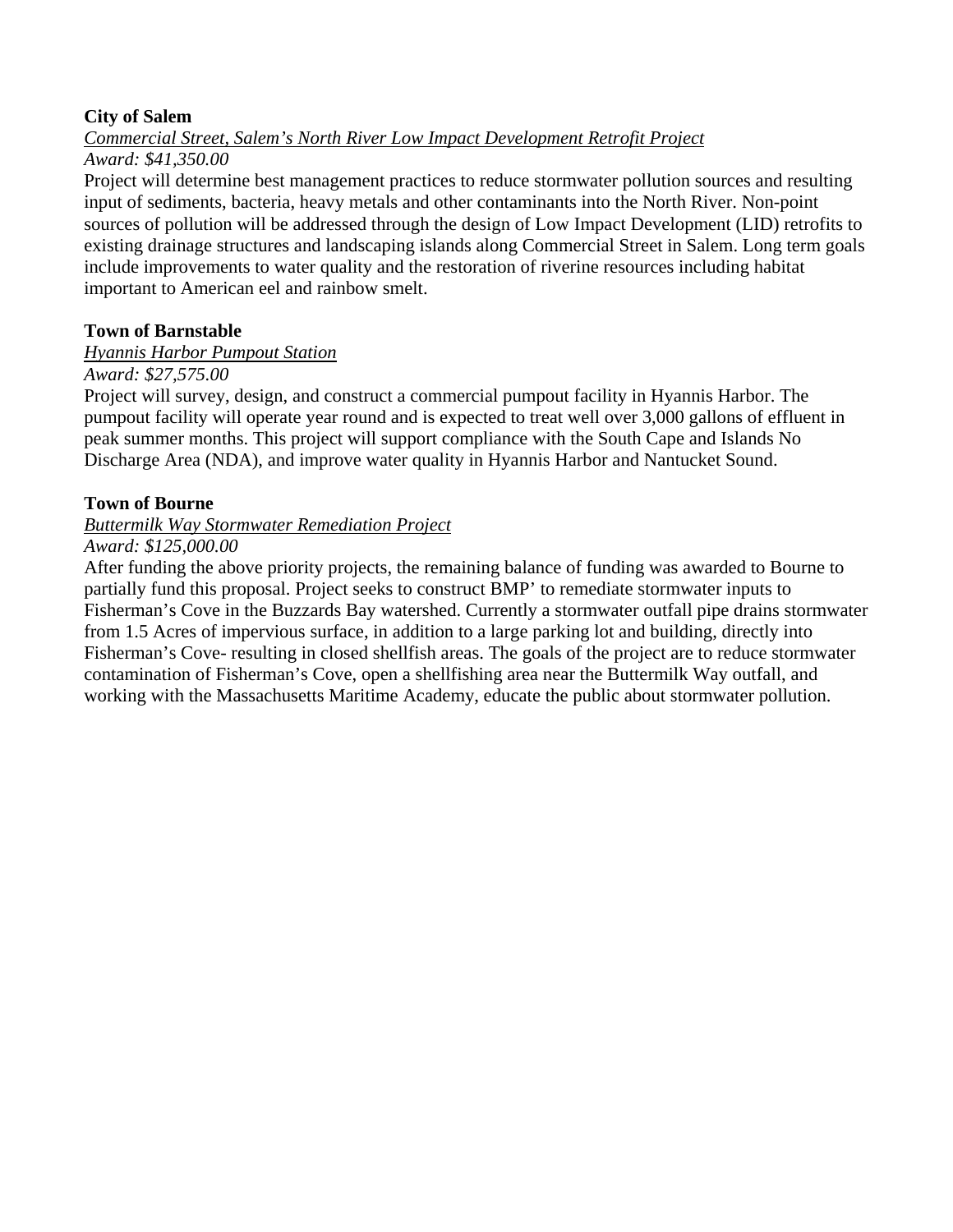**City of Salem**

*Commercial Street, Salem's North River Low Impact Development Retrofit Project*

*Award: $41,350.00*

Project will determine best management practices to reduce stormwater pollution sources and resulting input of sediments, bacteria, heavy metals and other contaminants into the North River. Non-point sources of pollution will be addressed through the design of Low Impact Development (LID) retrofits to existing drainage structures and landscaping islands along Commercial Street in Salem. Long term goals include improvements to water quality and the restoration of riverine resources including habitat important to American eel and rainbow smelt.

**Town of Barnstable**

*Hyannis Harbor Pumpout Station*

*Award: $27,575.00*

Project will survey, design, and construct a commercial pumpout facility in Hyannis Harbor. The pumpout facility will operate year round and is expected to treat well over 3,000 gallons of effluent in peak summer months. This project will support compliance with the South Cape and Islands No Discharge Area (NDA), and improve water quality in Hyannis Harbor and Nantucket Sound.

**Town of Bourne**

*Buttermilk Way Stormwater Remediation Project*

*Award: $125,000.00*

After funding the above priority projects, the remaining balance of funding was awarded to Bourne to partially fund this proposal. Project seeks to construct BMP' to remediate stormwater inputs to Fisherman's Cove in the Buzzards Bay watershed. Currently a stormwater outfall pipe drains stormwater from 1.5 Acres of impervious surface, in addition to a large parking lot and building, directly into Fisherman's Cove- resulting in closed shellfish areas. The goals of the project are to reduce stormwater contamination of Fisherman's Cove, open a shellfishing area near the Buttermilk Way outfall, and working with the Massachusetts Maritime Academy, educate the public about stormwater pollution.